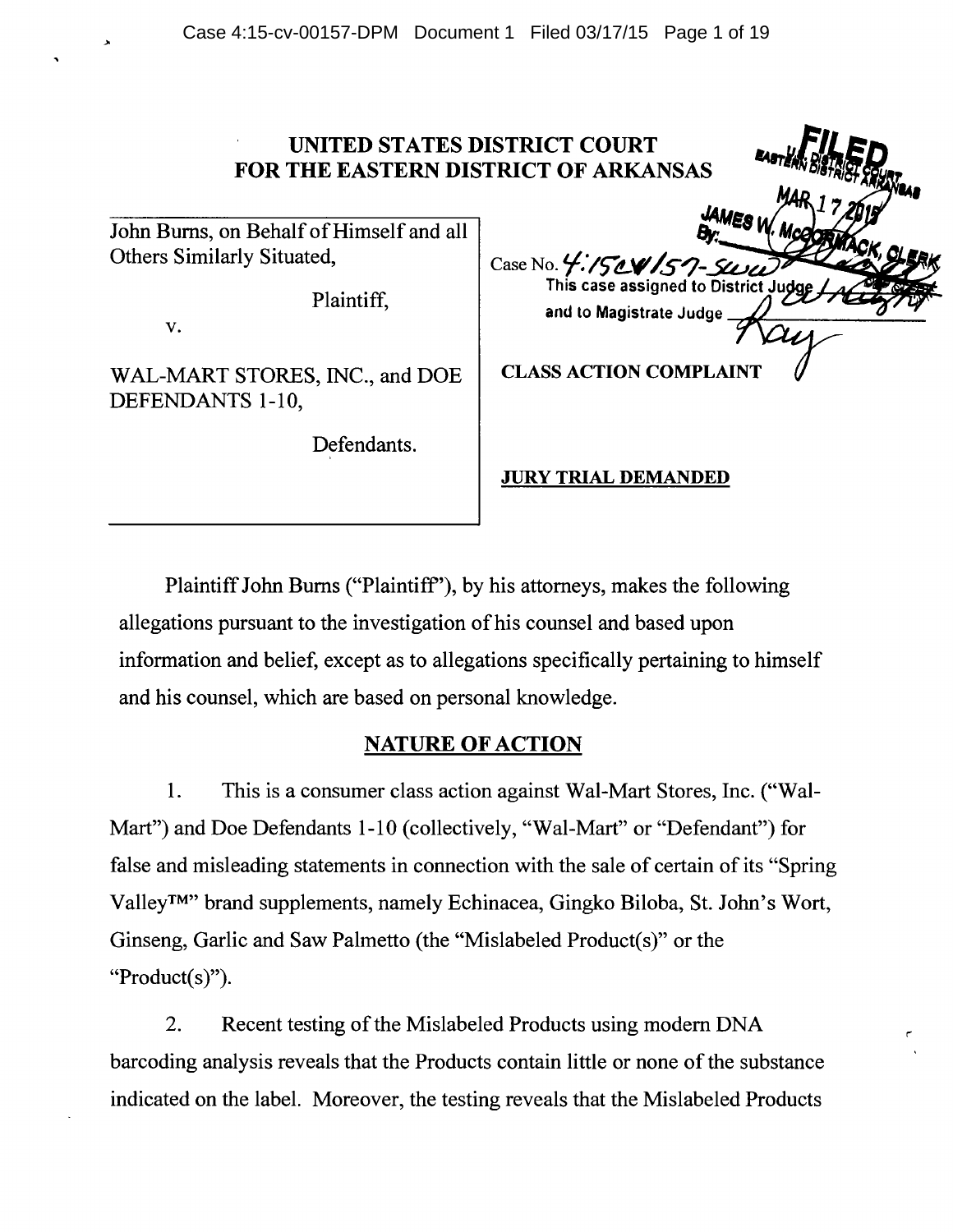# UNITED STATES DISTRICT COURT
# FOR THE EASTERN DISTRICT OF ARKANSAS

FILED
U.S. DISTRICT COURT
EASTERN DISTRICT ARKANSAS
MAR 17 2015
JAMES W. McCORMACK, CLERK
By: DEP CLERK

| | |
|---|---|
| John Burns, on Behalf of Himself and all Others Similarly Situated,<br><br>Plaintiff,<br><br>v.<br><br>WAL-MART STORES, INC., and DOE DEFENDANTS 1-10,<br><br>Defendants. | Case No. 4:15cv157-SWW<br>This case assigned to District Judge Wright<br>and to Magistrate Judge Ray<br><br>**CLASS ACTION COMPLAINT**<br><br>**JURY TRIAL DEMANDED** |

Plaintiff John Burns ("Plaintiff"), by his attorneys, makes the following allegations pursuant to the investigation of his counsel and based upon information and belief, except as to allegations specifically pertaining to himself and his counsel, which are based on personal knowledge.

## NATURE OF ACTION

1. This is a consumer class action against Wal-Mart Stores, Inc. ("Wal-Mart") and Doe Defendants 1-10 (collectively, "Wal-Mart" or "Defendant") for false and misleading statements in connection with the sale of certain of its "Spring Valley™" brand supplements, namely Echinacea, Gingko Biloba, St. John's Wort, Ginseng, Garlic and Saw Palmetto (the "Mislabeled Product(s)" or the "Product(s)").

2. Recent testing of the Mislabeled Products using modern DNA barcoding analysis reveals that the Products contain little or none of the substance indicated on the label. Moreover, the testing reveals that the Mislabeled Products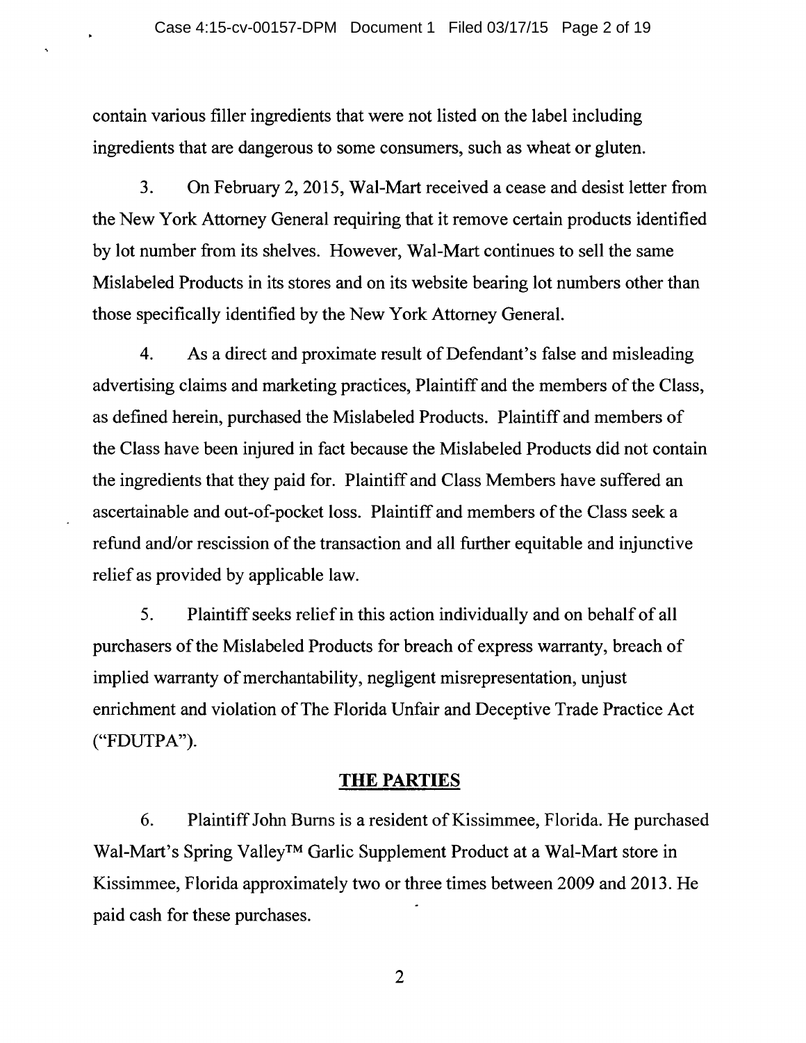contain various filler ingredients that were not listed on the label including ingredients that are dangerous to some consumers, such as wheat or gluten.

3. On February 2, 2015, Wal-Mart received a cease and desist letter from the New York Attorney General requiring that it remove certain products identified by lot number from its shelves. However, Wal-Mart continues to sell the same Mislabeled Products in its stores and on its website bearing lot numbers other than those specifically identified by the New York Attorney General.

4. As a direct and proximate result of Defendant's false and misleading advertising claims and marketing practices, Plaintiff and the members of the Class, as defined herein, purchased the Mislabeled Products. Plaintiff and members of the Class have been injured in fact because the Mislabeled Products did not contain the ingredients that they paid for. Plaintiff and Class Members have suffered an ascertainable and out-of-pocket loss. Plaintiff and members of the Class seek a refund and/or rescission of the transaction and all further equitable and injunctive relief as provided by applicable law.

5. Plaintiff seeks relief in this action individually and on behalf of all purchasers of the Mislabeled Products for breach of express warranty, breach of implied warranty of merchantability, negligent misrepresentation, unjust enrichment and violation of The Florida Unfair and Deceptive Trade Practice Act ("FDUTPA").

## THE PARTIES

6. Plaintiff John Burns is a resident of Kissimmee, Florida. He purchased Wal-Mart's Spring Valley™ Garlic Supplement Product at a Wal-Mart store in Kissimmee, Florida approximately two or three times between 2009 and 2013. He paid cash for these purchases.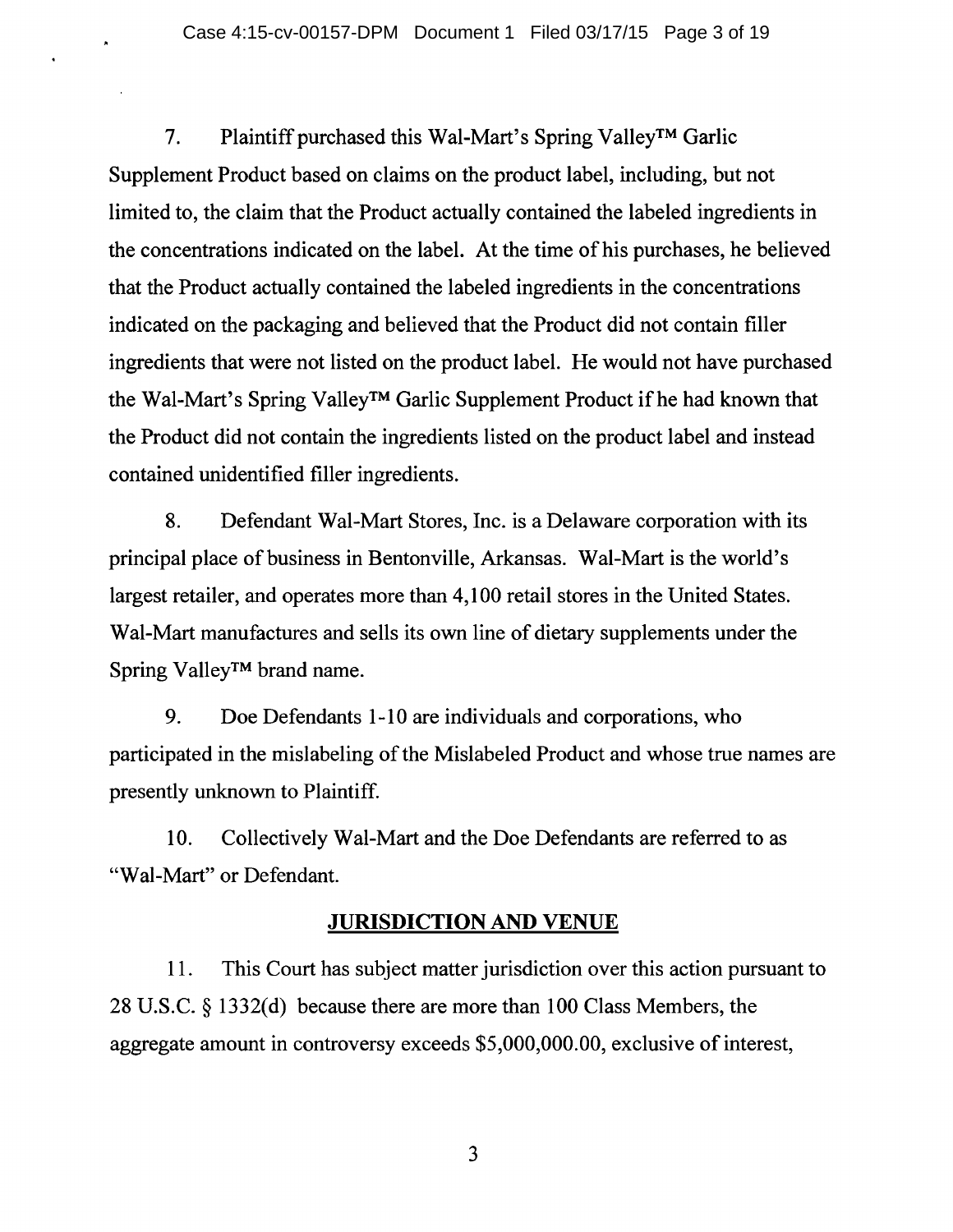7. Plaintiff purchased this Wal-Mart's Spring Valley™ Garlic Supplement Product based on claims on the product label, including, but not limited to, the claim that the Product actually contained the labeled ingredients in the concentrations indicated on the label. At the time of his purchases, he believed that the Product actually contained the labeled ingredients in the concentrations indicated on the packaging and believed that the Product did not contain filler ingredients that were not listed on the product label. He would not have purchased the Wal-Mart's Spring Valley™ Garlic Supplement Product if he had known that the Product did not contain the ingredients listed on the product label and instead contained unidentified filler ingredients.

8. Defendant Wal-Mart Stores, Inc. is a Delaware corporation with its principal place of business in Bentonville, Arkansas. Wal-Mart is the world's largest retailer, and operates more than 4,100 retail stores in the United States. Wal-Mart manufactures and sells its own line of dietary supplements under the Spring Valley™ brand name.

9. Doe Defendants 1-10 are individuals and corporations, who participated in the mislabeling of the Mislabeled Product and whose true names are presently unknown to Plaintiff.

10. Collectively Wal-Mart and the Doe Defendants are referred to as "Wal-Mart" or Defendant.

## JURISDICTION AND VENUE

11. This Court has subject matter jurisdiction over this action pursuant to 28 U.S.C. § 1332(d) because there are more than 100 Class Members, the aggregate amount in controversy exceeds $5,000,000.00, exclusive of interest,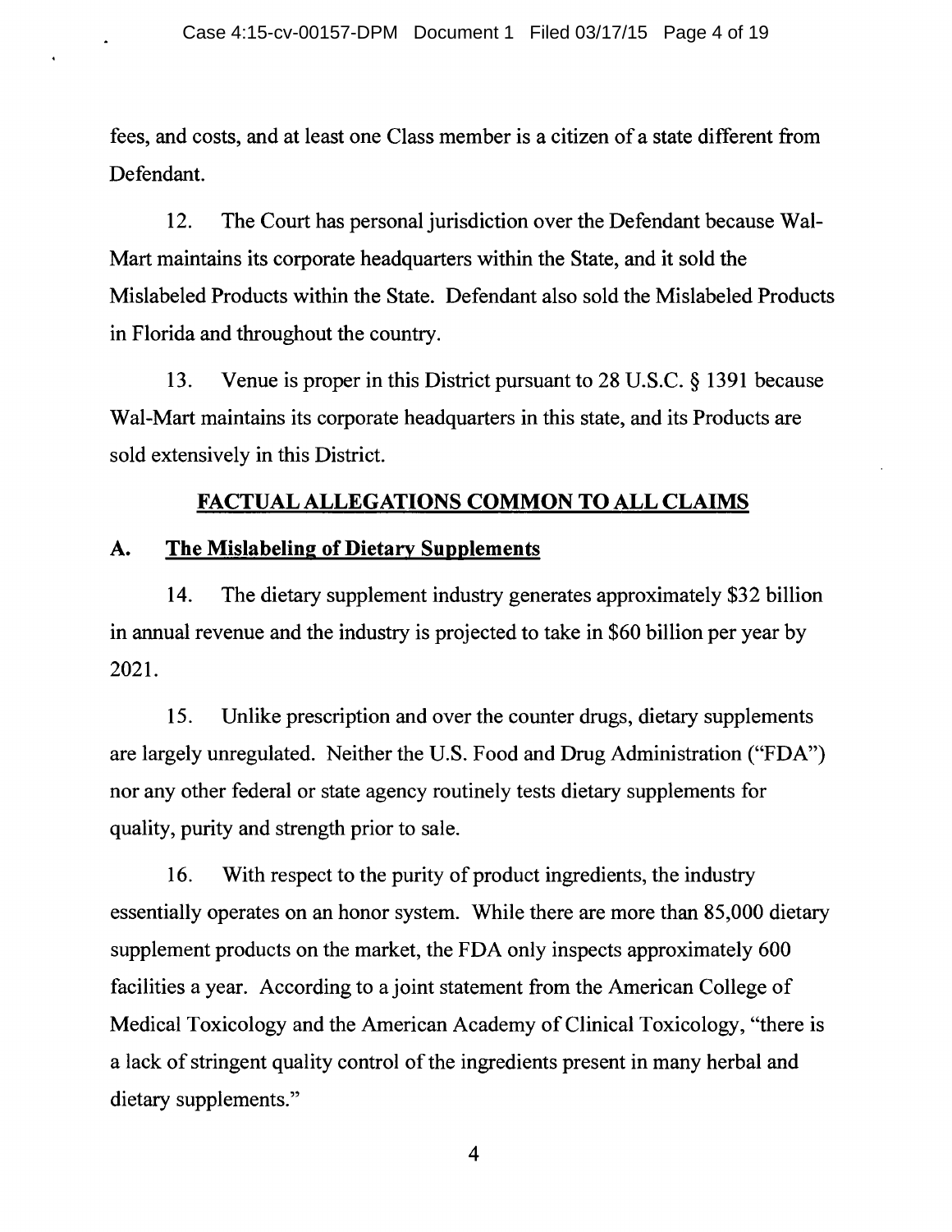fees, and costs, and at least one Class member is a citizen of a state different from Defendant.

12. The Court has personal jurisdiction over the Defendant because Wal-Mart maintains its corporate headquarters within the State, and it sold the Mislabeled Products within the State. Defendant also sold the Mislabeled Products in Florida and throughout the country.

13. Venue is proper in this District pursuant to 28 U.S.C. § 1391 because Wal-Mart maintains its corporate headquarters in this state, and its Products are sold extensively in this District.

## FACTUAL ALLEGATIONS COMMON TO ALL CLAIMS

### A. The Mislabeling of Dietary Supplements

14. The dietary supplement industry generates approximately $32 billion in annual revenue and the industry is projected to take in $60 billion per year by 2021.

15. Unlike prescription and over the counter drugs, dietary supplements are largely unregulated. Neither the U.S. Food and Drug Administration ("FDA") nor any other federal or state agency routinely tests dietary supplements for quality, purity and strength prior to sale.

16. With respect to the purity of product ingredients, the industry essentially operates on an honor system. While there are more than 85,000 dietary supplement products on the market, the FDA only inspects approximately 600 facilities a year. According to a joint statement from the American College of Medical Toxicology and the American Academy of Clinical Toxicology, "there is a lack of stringent quality control of the ingredients present in many herbal and dietary supplements."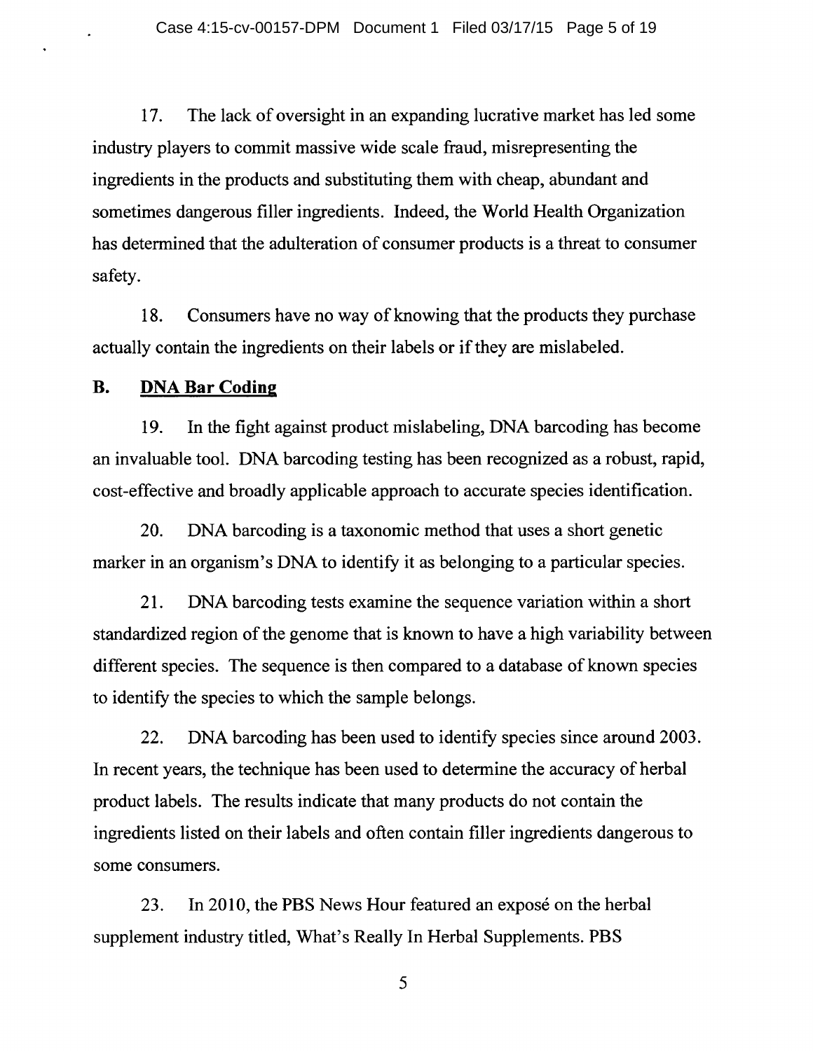17. The lack of oversight in an expanding lucrative market has led some industry players to commit massive wide scale fraud, misrepresenting the ingredients in the products and substituting them with cheap, abundant and sometimes dangerous filler ingredients. Indeed, the World Health Organization has determined that the adulteration of consumer products is a threat to consumer safety.

18. Consumers have no way of knowing that the products they purchase actually contain the ingredients on their labels or if they are mislabeled.

## B. DNA Bar Coding

19. In the fight against product mislabeling, DNA barcoding has become an invaluable tool. DNA barcoding testing has been recognized as a robust, rapid, cost-effective and broadly applicable approach to accurate species identification.

20. DNA barcoding is a taxonomic method that uses a short genetic marker in an organism's DNA to identify it as belonging to a particular species.

21. DNA barcoding tests examine the sequence variation within a short standardized region of the genome that is known to have a high variability between different species. The sequence is then compared to a database of known species to identify the species to which the sample belongs.

22. DNA barcoding has been used to identify species since around 2003. In recent years, the technique has been used to determine the accuracy of herbal product labels. The results indicate that many products do not contain the ingredients listed on their labels and often contain filler ingredients dangerous to some consumers.

23. In 2010, the PBS News Hour featured an exposé on the herbal supplement industry titled, What's Really In Herbal Supplements. PBS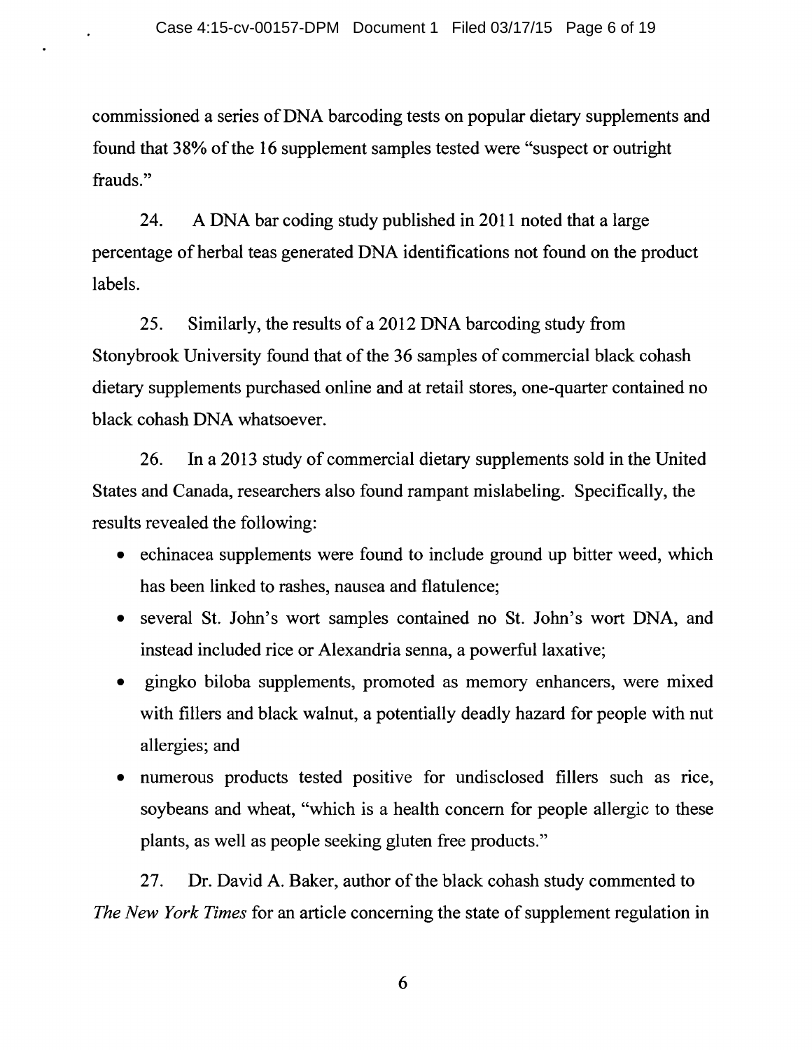commissioned a series of DNA barcoding tests on popular dietary supplements and found that 38% of the 16 supplement samples tested were "suspect or outright frauds."

24. A DNA bar coding study published in 2011 noted that a large percentage of herbal teas generated DNA identifications not found on the product labels.

25. Similarly, the results of a 2012 DNA barcoding study from Stonybrook University found that of the 36 samples of commercial black cohash dietary supplements purchased online and at retail stores, one-quarter contained no black cohash DNA whatsoever.

26. In a 2013 study of commercial dietary supplements sold in the United States and Canada, researchers also found rampant mislabeling. Specifically, the results revealed the following:

- echinacea supplements were found to include ground up bitter weed, which has been linked to rashes, nausea and flatulence;
- several St. John's wort samples contained no St. John's wort DNA, and instead included rice or Alexandria senna, a powerful laxative;
- gingko biloba supplements, promoted as memory enhancers, were mixed with fillers and black walnut, a potentially deadly hazard for people with nut allergies; and
- numerous products tested positive for undisclosed fillers such as rice, soybeans and wheat, "which is a health concern for people allergic to these plants, as well as people seeking gluten free products."

27. Dr. David A. Baker, author of the black cohash study commented to *The New York Times* for an article concerning the state of supplement regulation in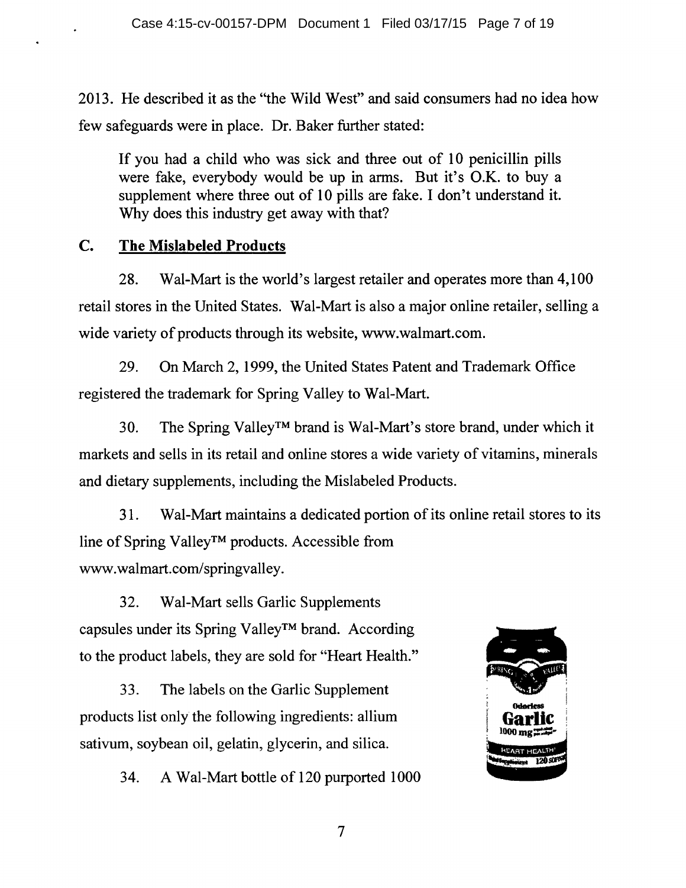2013. He described it as the "the Wild West" and said consumers had no idea how few safeguards were in place. Dr. Baker further stated:

> If you had a child who was sick and three out of 10 penicillin pills were fake, everybody would be up in arms. But it's O.K. to buy a supplement where three out of 10 pills are fake. I don't understand it. Why does this industry get away with that?

### C. The Mislabeled Products

28. Wal-Mart is the world's largest retailer and operates more than 4,100 retail stores in the United States. Wal-Mart is also a major online retailer, selling a wide variety of products through its website, www.walmart.com.

29. On March 2, 1999, the United States Patent and Trademark Office registered the trademark for Spring Valley to Wal-Mart.

30. The Spring Valley™ brand is Wal-Mart's store brand, under which it markets and sells in its retail and online stores a wide variety of vitamins, minerals and dietary supplements, including the Mislabeled Products.

31. Wal-Mart maintains a dedicated portion of its online retail stores to its line of Spring Valley™ products. Accessible from www.walmart.com/springvalley.

32. Wal-Mart sells Garlic Supplements capsules under its Spring Valley™ brand. According to the product labels, they are sold for "Heart Health."

33. The labels on the Garlic Supplement products list only the following ingredients: allium sativum, soybean oil, gelatin, glycerin, and silica.

34. A Wal-Mart bottle of 120 purported 1000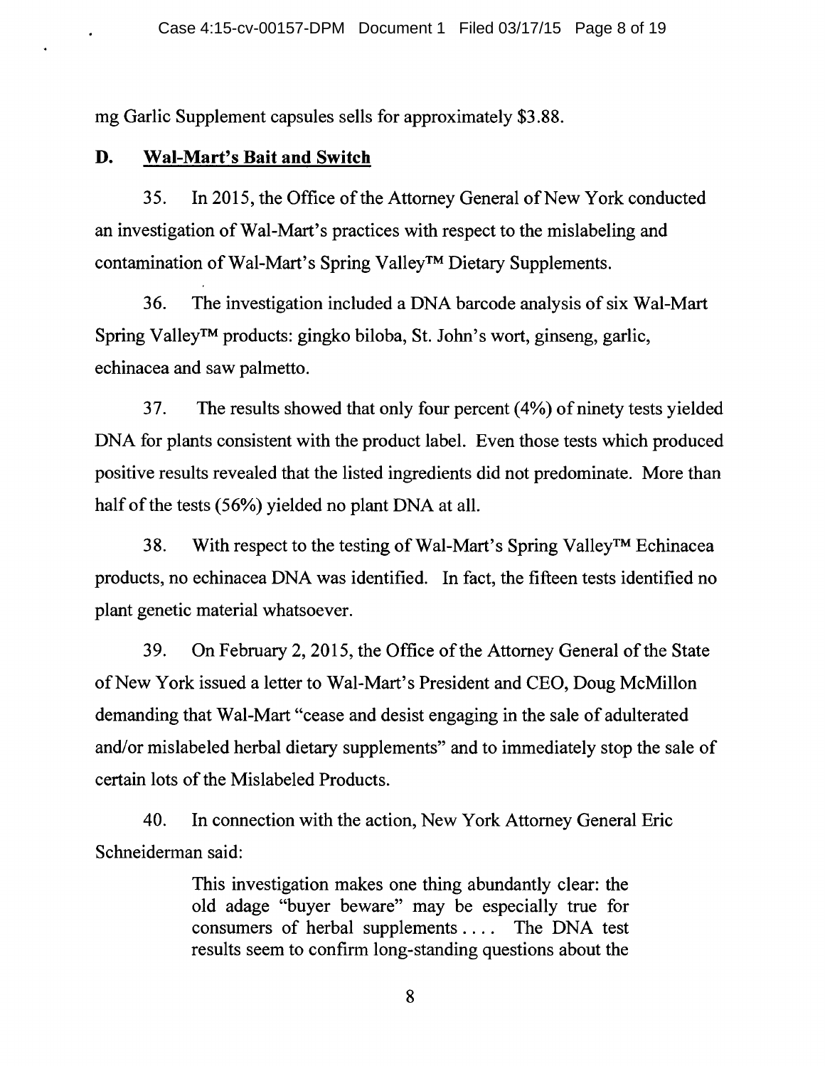mg Garlic Supplement capsules sells for approximately $3.88.

## D. Wal-Mart's Bait and Switch

35. In 2015, the Office of the Attorney General of New York conducted an investigation of Wal-Mart's practices with respect to the mislabeling and contamination of Wal-Mart's Spring Valley™ Dietary Supplements.

36. The investigation included a DNA barcode analysis of six Wal-Mart Spring Valley™ products: gingko biloba, St. John's wort, ginseng, garlic, echinacea and saw palmetto.

37. The results showed that only four percent (4%) of ninety tests yielded DNA for plants consistent with the product label. Even those tests which produced positive results revealed that the listed ingredients did not predominate. More than half of the tests (56%) yielded no plant DNA at all.

38. With respect to the testing of Wal-Mart's Spring Valley™ Echinacea products, no echinacea DNA was identified. In fact, the fifteen tests identified no plant genetic material whatsoever.

39. On February 2, 2015, the Office of the Attorney General of the State of New York issued a letter to Wal-Mart's President and CEO, Doug McMillon demanding that Wal-Mart "cease and desist engaging in the sale of adulterated and/or mislabeled herbal dietary supplements" and to immediately stop the sale of certain lots of the Mislabeled Products.

40. In connection with the action, New York Attorney General Eric Schneiderman said:

> This investigation makes one thing abundantly clear: the old adage "buyer beware" may be especially true for consumers of herbal supplements . . . . The DNA test results seem to confirm long-standing questions about the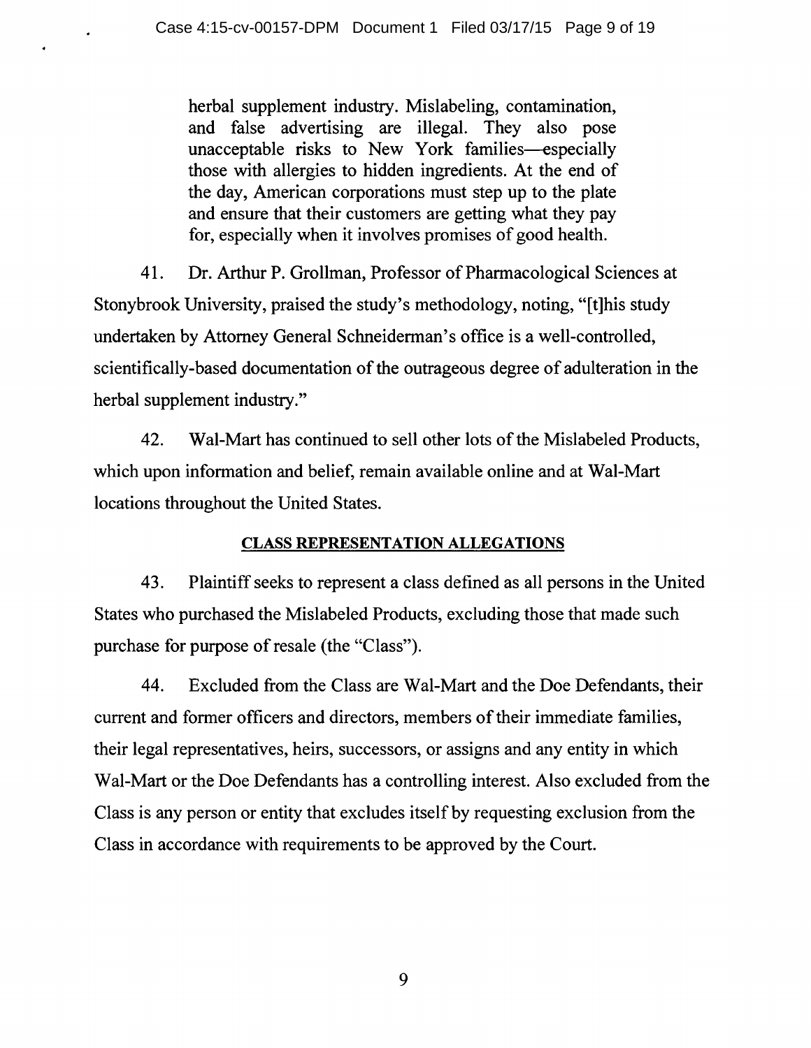> herbal supplement industry. Mislabeling, contamination, and false advertising are illegal. They also pose unacceptable risks to New York families—especially those with allergies to hidden ingredients. At the end of the day, American corporations must step up to the plate and ensure that their customers are getting what they pay for, especially when it involves promises of good health.

41. Dr. Arthur P. Grollman, Professor of Pharmacological Sciences at Stonybrook University, praised the study's methodology, noting, "[t]his study undertaken by Attorney General Schneiderman's office is a well-controlled, scientifically-based documentation of the outrageous degree of adulteration in the herbal supplement industry."

42. Wal-Mart has continued to sell other lots of the Mislabeled Products, which upon information and belief, remain available online and at Wal-Mart locations throughout the United States.

## CLASS REPRESENTATION ALLEGATIONS

43. Plaintiff seeks to represent a class defined as all persons in the United States who purchased the Mislabeled Products, excluding those that made such purchase for purpose of resale (the "Class").

44. Excluded from the Class are Wal-Mart and the Doe Defendants, their current and former officers and directors, members of their immediate families, their legal representatives, heirs, successors, or assigns and any entity in which Wal-Mart or the Doe Defendants has a controlling interest. Also excluded from the Class is any person or entity that excludes itself by requesting exclusion from the Class in accordance with requirements to be approved by the Court.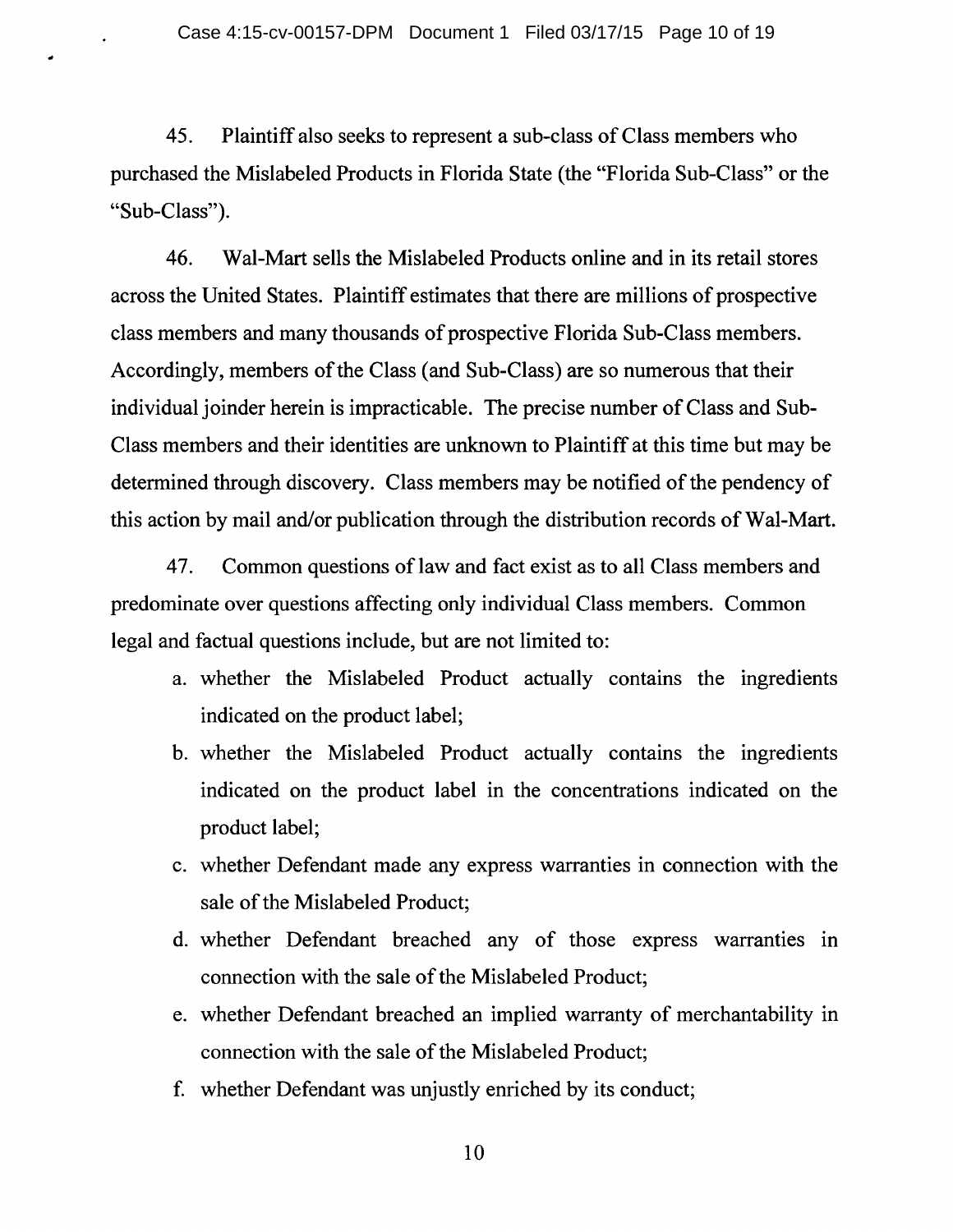45. Plaintiff also seeks to represent a sub-class of Class members who purchased the Mislabeled Products in Florida State (the "Florida Sub-Class" or the "Sub-Class").

46. Wal-Mart sells the Mislabeled Products online and in its retail stores across the United States. Plaintiff estimates that there are millions of prospective class members and many thousands of prospective Florida Sub-Class members. Accordingly, members of the Class (and Sub-Class) are so numerous that their individual joinder herein is impracticable. The precise number of Class and Sub-Class members and their identities are unknown to Plaintiff at this time but may be determined through discovery. Class members may be notified of the pendency of this action by mail and/or publication through the distribution records of Wal-Mart.

47. Common questions of law and fact exist as to all Class members and predominate over questions affecting only individual Class members. Common legal and factual questions include, but are not limited to:

a. whether the Mislabeled Product actually contains the ingredients indicated on the product label;

b. whether the Mislabeled Product actually contains the ingredients indicated on the product label in the concentrations indicated on the product label;

c. whether Defendant made any express warranties in connection with the sale of the Mislabeled Product;

d. whether Defendant breached any of those express warranties in connection with the sale of the Mislabeled Product;

e. whether Defendant breached an implied warranty of merchantability in connection with the sale of the Mislabeled Product;

f. whether Defendant was unjustly enriched by its conduct;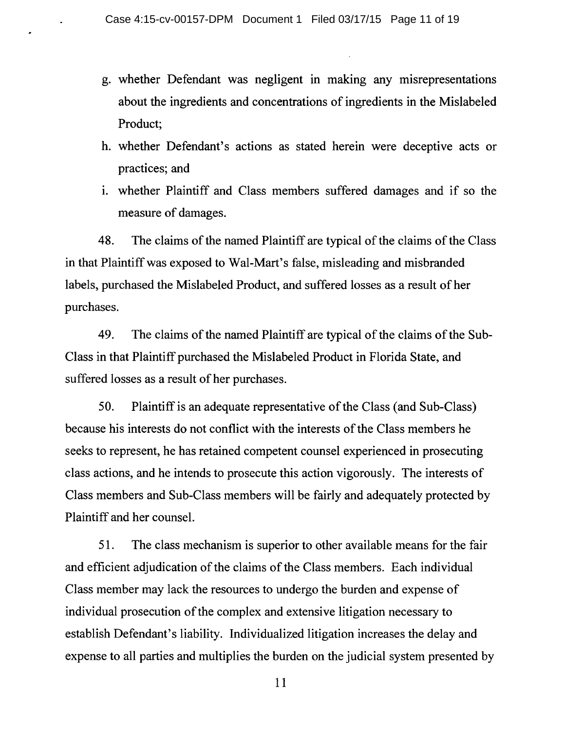g. whether Defendant was negligent in making any misrepresentations about the ingredients and concentrations of ingredients in the Mislabeled Product;

h. whether Defendant's actions as stated herein were deceptive acts or practices; and

i. whether Plaintiff and Class members suffered damages and if so the measure of damages.

48. The claims of the named Plaintiff are typical of the claims of the Class in that Plaintiff was exposed to Wal-Mart's false, misleading and misbranded labels, purchased the Mislabeled Product, and suffered losses as a result of her purchases.

49. The claims of the named Plaintiff are typical of the claims of the Sub-Class in that Plaintiff purchased the Mislabeled Product in Florida State, and suffered losses as a result of her purchases.

50. Plaintiff is an adequate representative of the Class (and Sub-Class) because his interests do not conflict with the interests of the Class members he seeks to represent, he has retained competent counsel experienced in prosecuting class actions, and he intends to prosecute this action vigorously. The interests of Class members and Sub-Class members will be fairly and adequately protected by Plaintiff and her counsel.

51. The class mechanism is superior to other available means for the fair and efficient adjudication of the claims of the Class members. Each individual Class member may lack the resources to undergo the burden and expense of individual prosecution of the complex and extensive litigation necessary to establish Defendant's liability. Individualized litigation increases the delay and expense to all parties and multiplies the burden on the judicial system presented by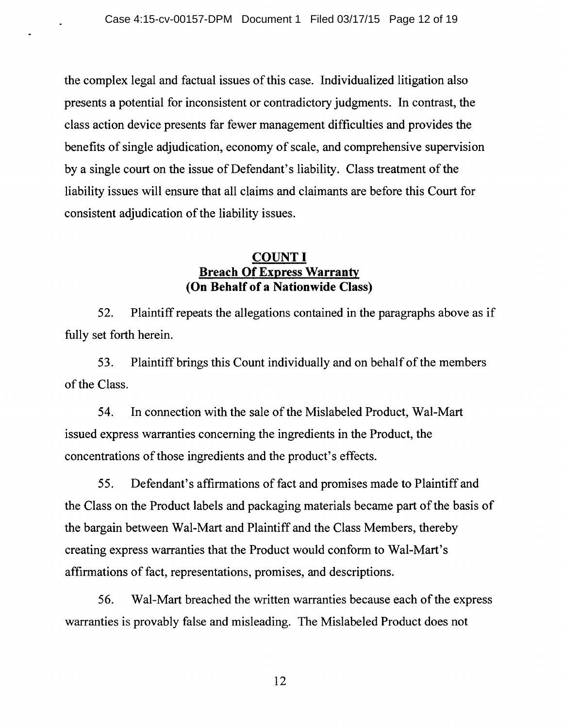the complex legal and factual issues of this case. Individualized litigation also presents a potential for inconsistent or contradictory judgments. In contrast, the class action device presents far fewer management difficulties and provides the benefits of single adjudication, economy of scale, and comprehensive supervision by a single court on the issue of Defendant's liability. Class treatment of the liability issues will ensure that all claims and claimants are before this Court for consistent adjudication of the liability issues.

## COUNT I
## Breach Of Express Warranty
## (On Behalf of a Nationwide Class)

52. Plaintiff repeats the allegations contained in the paragraphs above as if fully set forth herein.

53. Plaintiff brings this Count individually and on behalf of the members of the Class.

54. In connection with the sale of the Mislabeled Product, Wal-Mart issued express warranties concerning the ingredients in the Product, the concentrations of those ingredients and the product's effects.

55. Defendant's affirmations of fact and promises made to Plaintiff and the Class on the Product labels and packaging materials became part of the basis of the bargain between Wal-Mart and Plaintiff and the Class Members, thereby creating express warranties that the Product would conform to Wal-Mart's affirmations of fact, representations, promises, and descriptions.

56. Wal-Mart breached the written warranties because each of the express warranties is provably false and misleading. The Mislabeled Product does not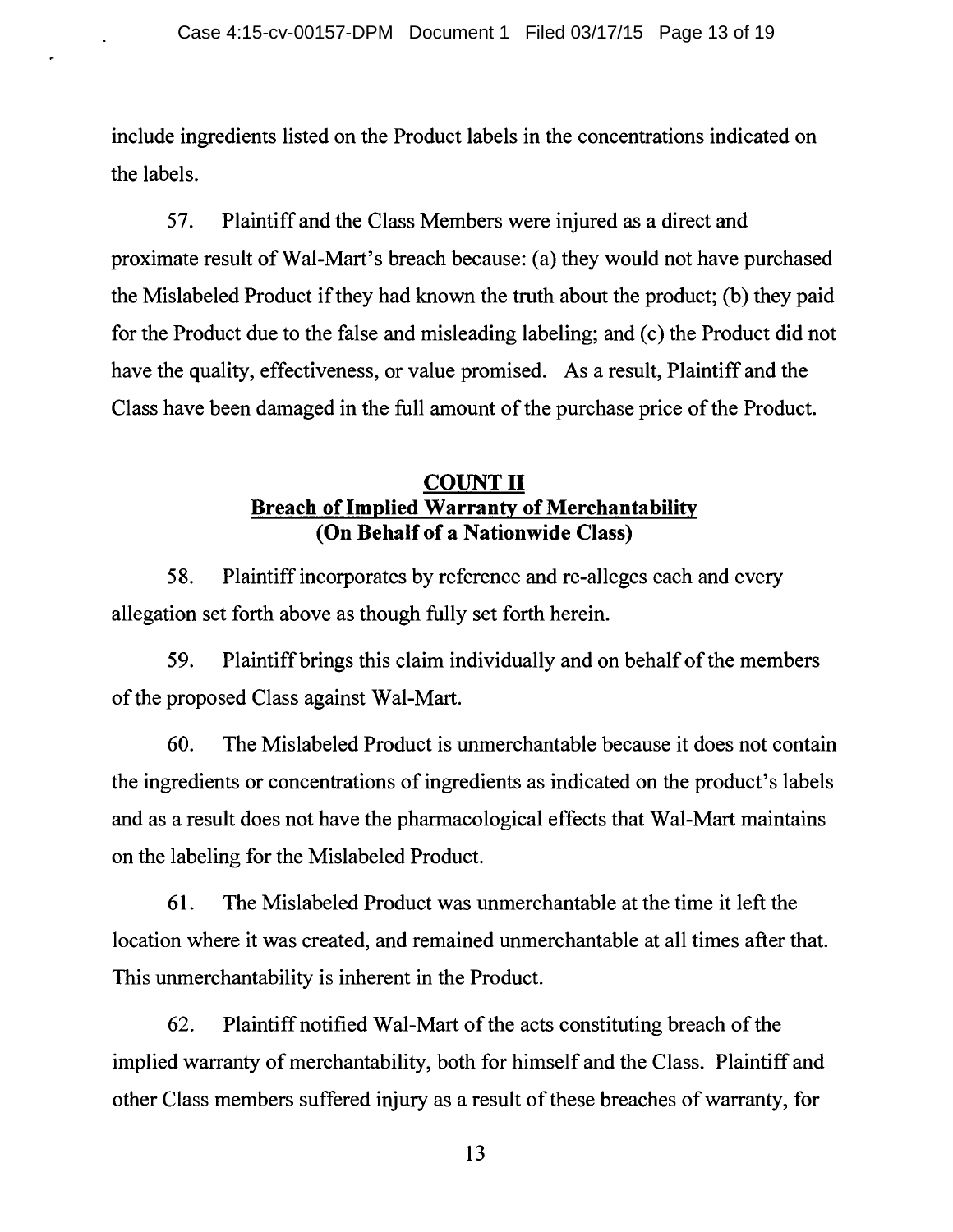include ingredients listed on the Product labels in the concentrations indicated on the labels.

57. Plaintiff and the Class Members were injured as a direct and proximate result of Wal-Mart's breach because: (a) they would not have purchased the Mislabeled Product if they had known the truth about the product; (b) they paid for the Product due to the false and misleading labeling; and (c) the Product did not have the quality, effectiveness, or value promised. As a result, Plaintiff and the Class have been damaged in the full amount of the purchase price of the Product.

## COUNT II
## Breach of Implied Warranty of Merchantability
## (On Behalf of a Nationwide Class)

58. Plaintiff incorporates by reference and re-alleges each and every allegation set forth above as though fully set forth herein.

59. Plaintiff brings this claim individually and on behalf of the members of the proposed Class against Wal-Mart.

60. The Mislabeled Product is unmerchantable because it does not contain the ingredients or concentrations of ingredients as indicated on the product's labels and as a result does not have the pharmacological effects that Wal-Mart maintains on the labeling for the Mislabeled Product.

61. The Mislabeled Product was unmerchantable at the time it left the location where it was created, and remained unmerchantable at all times after that. This unmerchantability is inherent in the Product.

62. Plaintiff notified Wal-Mart of the acts constituting breach of the implied warranty of merchantability, both for himself and the Class. Plaintiff and other Class members suffered injury as a result of these breaches of warranty, for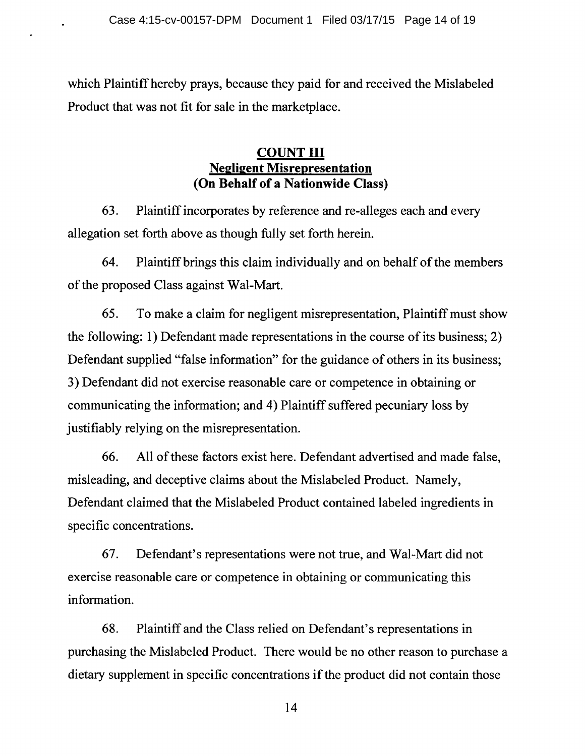which Plaintiff hereby prays, because they paid for and received the Mislabeled Product that was not fit for sale in the marketplace.

## COUNT III
## Negligent Misrepresentation
## (On Behalf of a Nationwide Class)

63. Plaintiff incorporates by reference and re-alleges each and every allegation set forth above as though fully set forth herein.

64. Plaintiff brings this claim individually and on behalf of the members of the proposed Class against Wal-Mart.

65. To make a claim for negligent misrepresentation, Plaintiff must show the following: 1) Defendant made representations in the course of its business; 2) Defendant supplied "false information" for the guidance of others in its business; 3) Defendant did not exercise reasonable care or competence in obtaining or communicating the information; and 4) Plaintiff suffered pecuniary loss by justifiably relying on the misrepresentation.

66. All of these factors exist here. Defendant advertised and made false, misleading, and deceptive claims about the Mislabeled Product. Namely, Defendant claimed that the Mislabeled Product contained labeled ingredients in specific concentrations.

67. Defendant's representations were not true, and Wal-Mart did not exercise reasonable care or competence in obtaining or communicating this information.

68. Plaintiff and the Class relied on Defendant's representations in purchasing the Mislabeled Product. There would be no other reason to purchase a dietary supplement in specific concentrations if the product did not contain those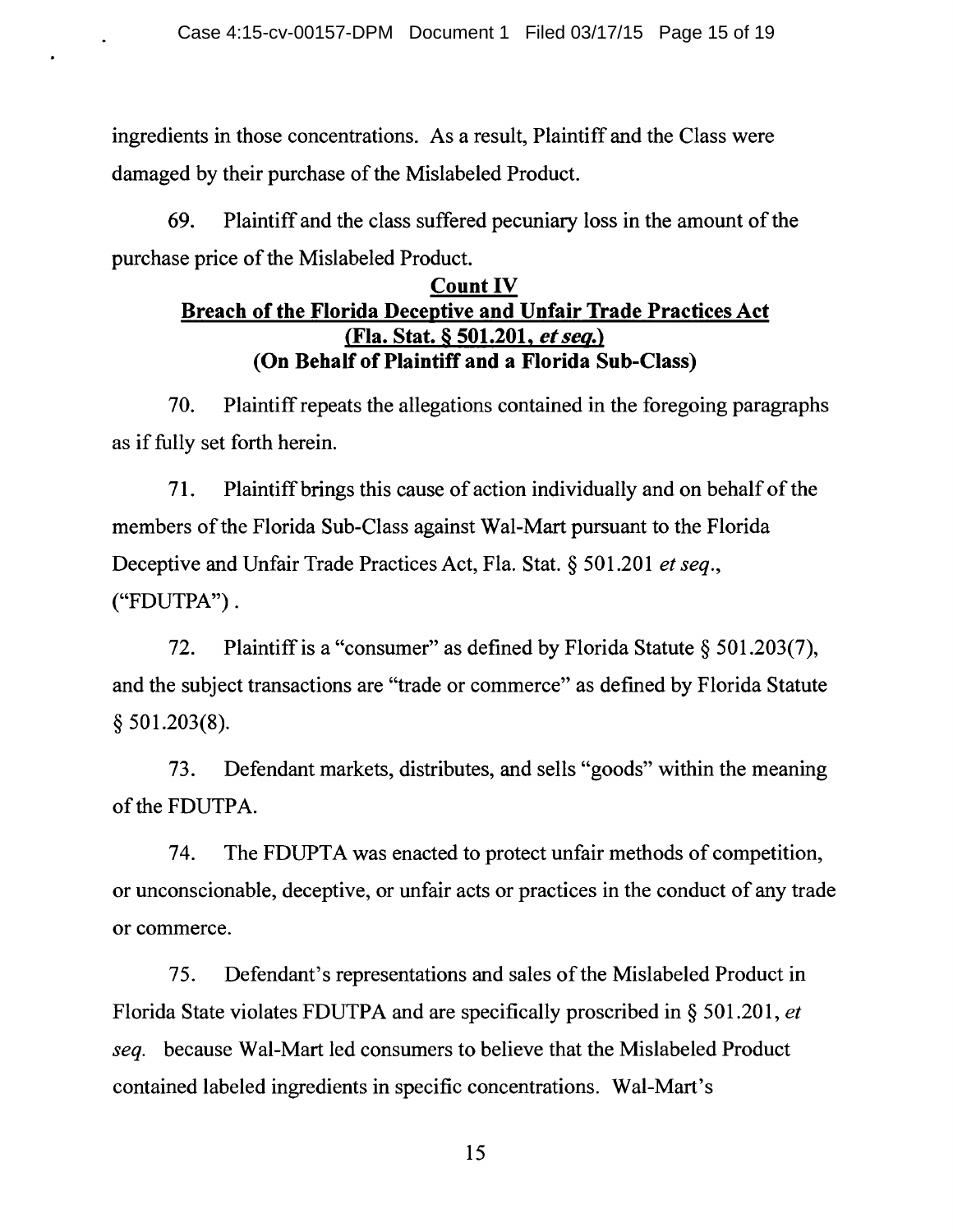ingredients in those concentrations. As a result, Plaintiff and the Class were damaged by their purchase of the Mislabeled Product.

69. Plaintiff and the class suffered pecuniary loss in the amount of the purchase price of the Mislabeled Product.

**Count IV**
**Breach of the Florida Deceptive and Unfair Trade Practices Act**
**(Fla. Stat. § 501.201, *et seq.*)**
**(On Behalf of Plaintiff and a Florida Sub-Class)**

70. Plaintiff repeats the allegations contained in the foregoing paragraphs as if fully set forth herein.

71. Plaintiff brings this cause of action individually and on behalf of the members of the Florida Sub-Class against Wal-Mart pursuant to the Florida Deceptive and Unfair Trade Practices Act, Fla. Stat. § 501.201 *et seq.*, ("FDUTPA") .

72. Plaintiff is a "consumer" as defined by Florida Statute § 501.203(7), and the subject transactions are "trade or commerce" as defined by Florida Statute § 501.203(8).

73. Defendant markets, distributes, and sells "goods" within the meaning of the FDUTPA.

74. The FDUPTA was enacted to protect unfair methods of competition, or unconscionable, deceptive, or unfair acts or practices in the conduct of any trade or commerce.

75. Defendant's representations and sales of the Mislabeled Product in Florida State violates FDUTPA and are specifically proscribed in § 501.201, *et seq.* because Wal-Mart led consumers to believe that the Mislabeled Product contained labeled ingredients in specific concentrations. Wal-Mart's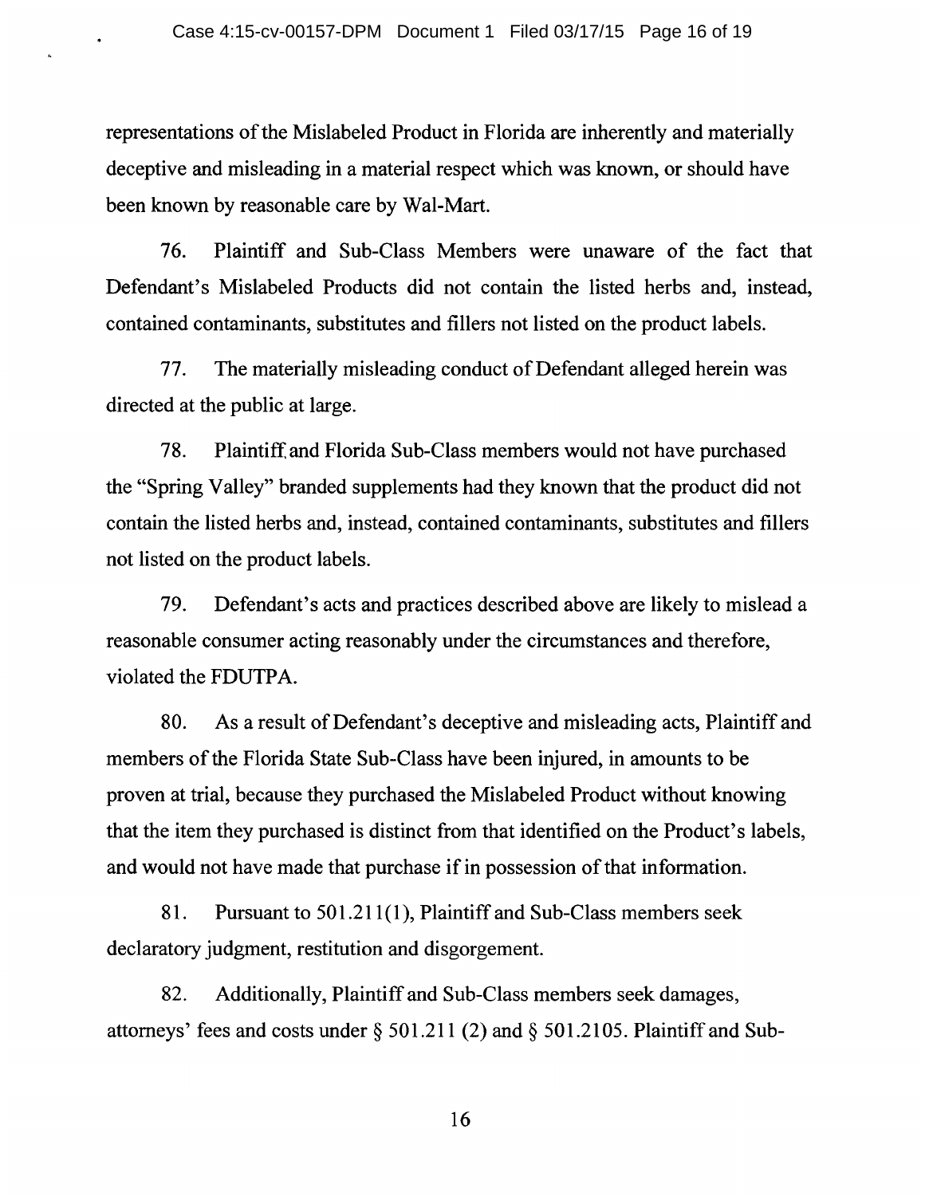representations of the Mislabeled Product in Florida are inherently and materially deceptive and misleading in a material respect which was known, or should have been known by reasonable care by Wal-Mart.

76. Plaintiff and Sub-Class Members were unaware of the fact that Defendant's Mislabeled Products did not contain the listed herbs and, instead, contained contaminants, substitutes and fillers not listed on the product labels.

77. The materially misleading conduct of Defendant alleged herein was directed at the public at large.

78. Plaintiff and Florida Sub-Class members would not have purchased the "Spring Valley" branded supplements had they known that the product did not contain the listed herbs and, instead, contained contaminants, substitutes and fillers not listed on the product labels.

79. Defendant's acts and practices described above are likely to mislead a reasonable consumer acting reasonably under the circumstances and therefore, violated the FDUTPA.

80. As a result of Defendant's deceptive and misleading acts, Plaintiff and members of the Florida State Sub-Class have been injured, in amounts to be proven at trial, because they purchased the Mislabeled Product without knowing that the item they purchased is distinct from that identified on the Product's labels, and would not have made that purchase if in possession of that information.

81. Pursuant to 501.211(1), Plaintiff and Sub-Class members seek declaratory judgment, restitution and disgorgement.

82. Additionally, Plaintiff and Sub-Class members seek damages, attorneys' fees and costs under § 501.211 (2) and § 501.2105. Plaintiff and Sub-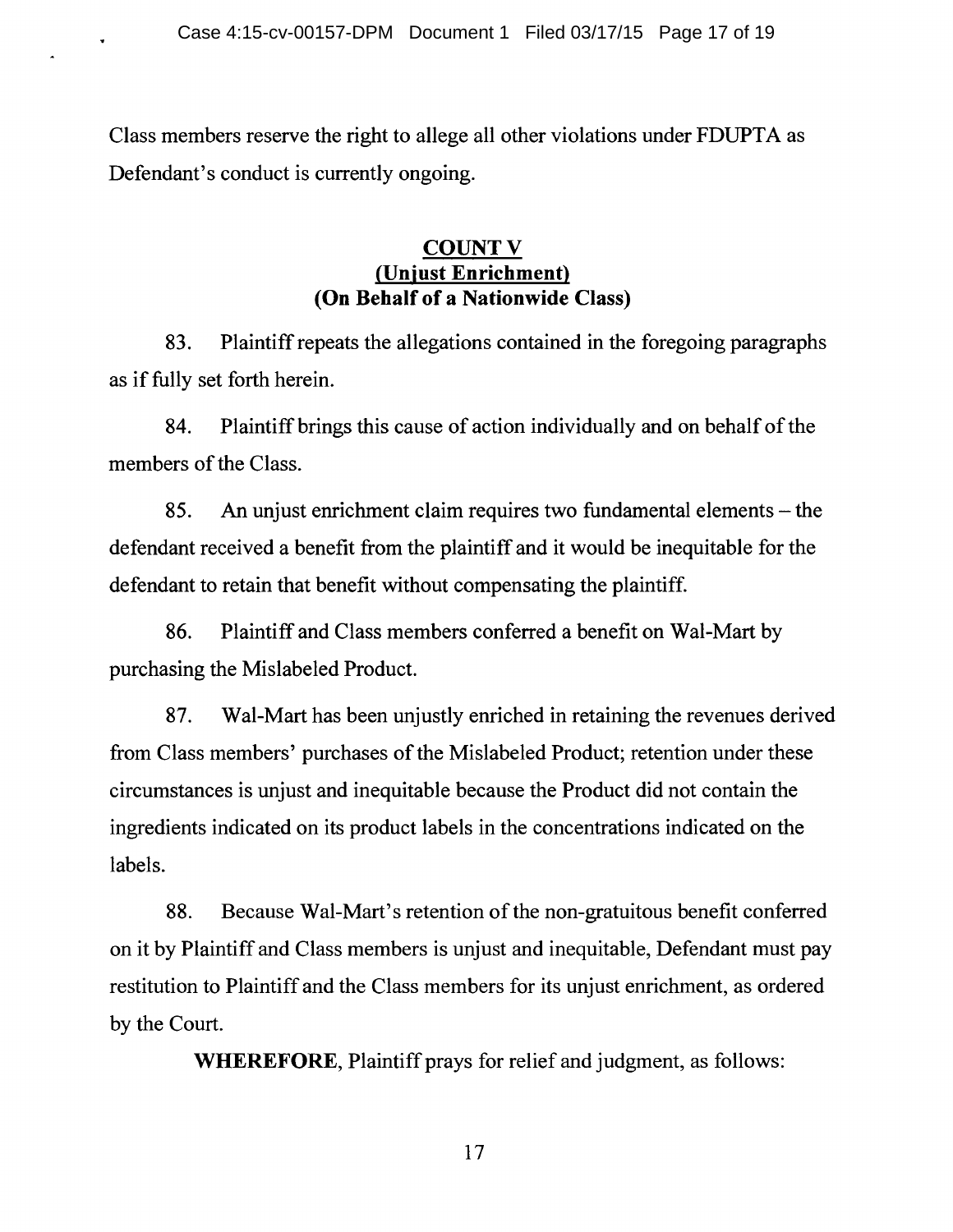Class members reserve the right to allege all other violations under FDUPTA as Defendant's conduct is currently ongoing.

## COUNT V
## (Unjust Enrichment)
## (On Behalf of a Nationwide Class)

83. Plaintiff repeats the allegations contained in the foregoing paragraphs as if fully set forth herein.

84. Plaintiff brings this cause of action individually and on behalf of the members of the Class.

85. An unjust enrichment claim requires two fundamental elements – the defendant received a benefit from the plaintiff and it would be inequitable for the defendant to retain that benefit without compensating the plaintiff.

86. Plaintiff and Class members conferred a benefit on Wal-Mart by purchasing the Mislabeled Product.

87. Wal-Mart has been unjustly enriched in retaining the revenues derived from Class members' purchases of the Mislabeled Product; retention under these circumstances is unjust and inequitable because the Product did not contain the ingredients indicated on its product labels in the concentrations indicated on the labels.

88. Because Wal-Mart's retention of the non-gratuitous benefit conferred on it by Plaintiff and Class members is unjust and inequitable, Defendant must pay restitution to Plaintiff and the Class members for its unjust enrichment, as ordered by the Court.

**WHEREFORE**, Plaintiff prays for relief and judgment, as follows: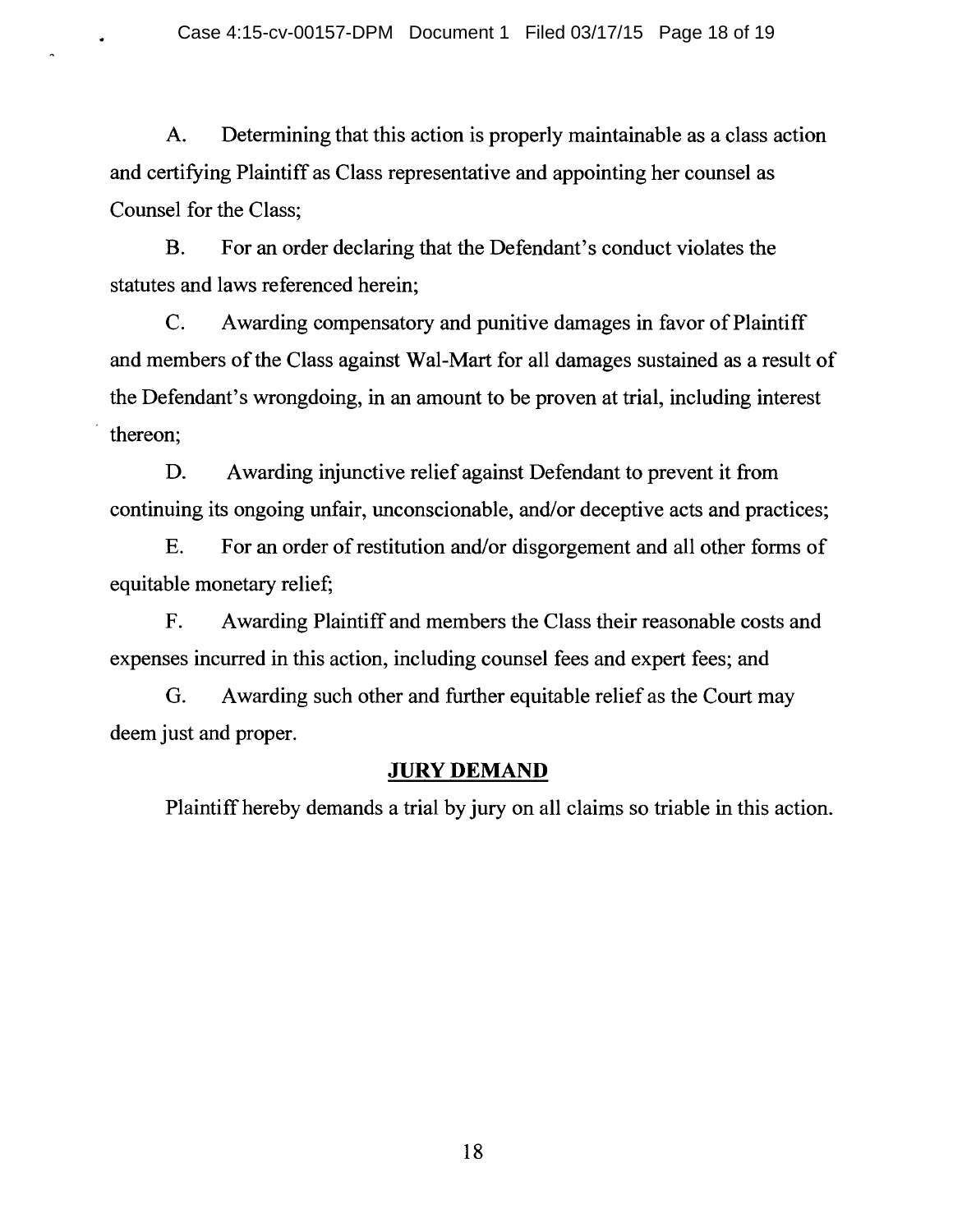A. Determining that this action is properly maintainable as a class action and certifying Plaintiff as Class representative and appointing her counsel as Counsel for the Class;

B. For an order declaring that the Defendant's conduct violates the statutes and laws referenced herein;

C. Awarding compensatory and punitive damages in favor of Plaintiff and members of the Class against Wal-Mart for all damages sustained as a result of the Defendant's wrongdoing, in an amount to be proven at trial, including interest thereon;

D. Awarding injunctive relief against Defendant to prevent it from continuing its ongoing unfair, unconscionable, and/or deceptive acts and practices;

E. For an order of restitution and/or disgorgement and all other forms of equitable monetary relief;

F. Awarding Plaintiff and members the Class their reasonable costs and expenses incurred in this action, including counsel fees and expert fees; and

G. Awarding such other and further equitable relief as the Court may deem just and proper.

## JURY DEMAND

Plaintiff hereby demands a trial by jury on all claims so triable in this action.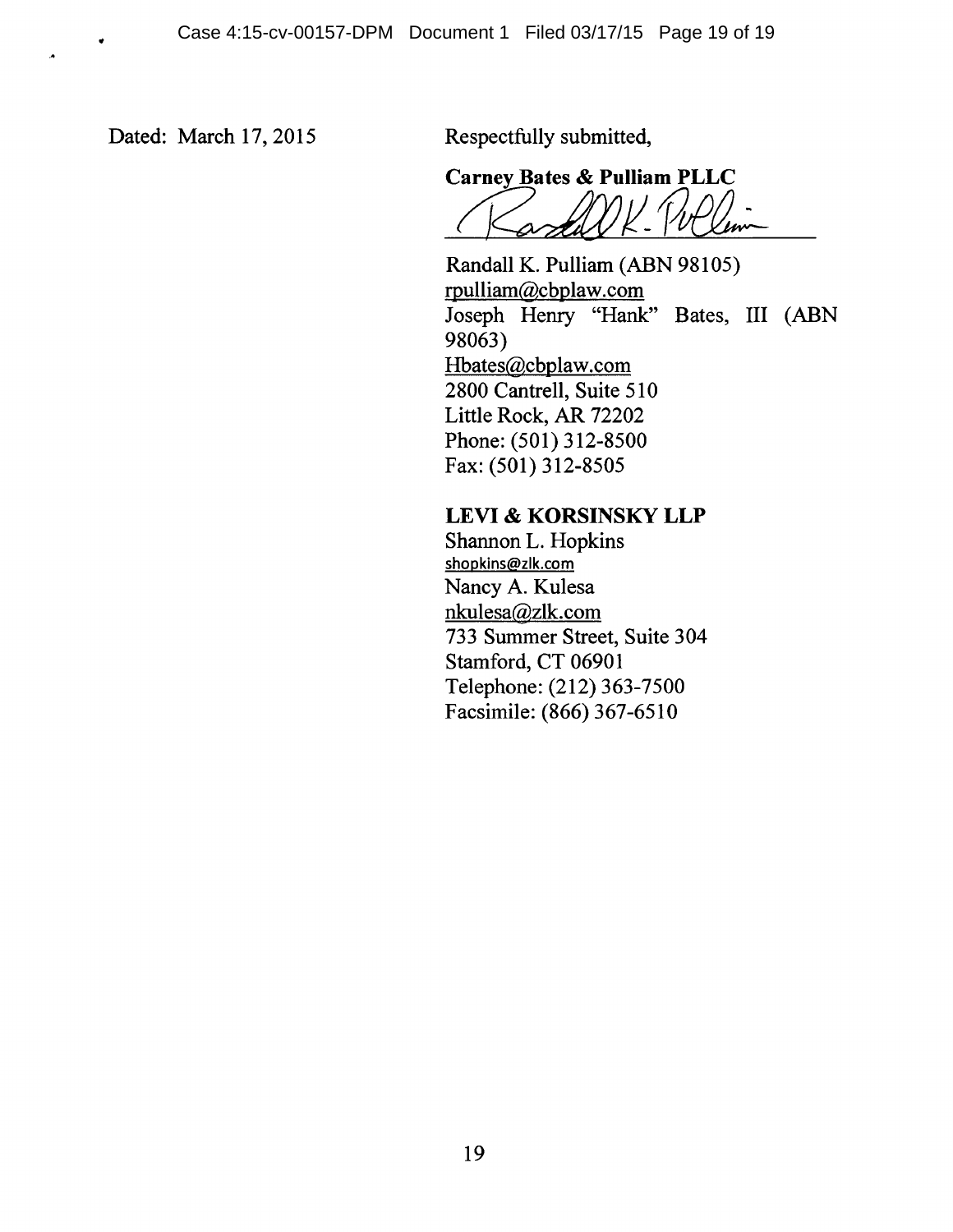Dated: March 17, 2015

Respectfully submitted,

**Carney Bates & Pulliam PLLC**

Randall K. Pulliam (ABN 98105)
rpulliam@cbplaw.com
Joseph Henry "Hank" Bates, III (ABN 98063)
Hbates@cbplaw.com
2800 Cantrell, Suite 510
Little Rock, AR 72202
Phone: (501) 312-8500
Fax: (501) 312-8505

**LEVI & KORSINSKY LLP**
Shannon L. Hopkins
shopkins@zlk.com
Nancy A. Kulesa
nkulesa@zlk.com
733 Summer Street, Suite 304
Stamford, CT 06901
Telephone: (212) 363-7500
Facsimile: (866) 367-6510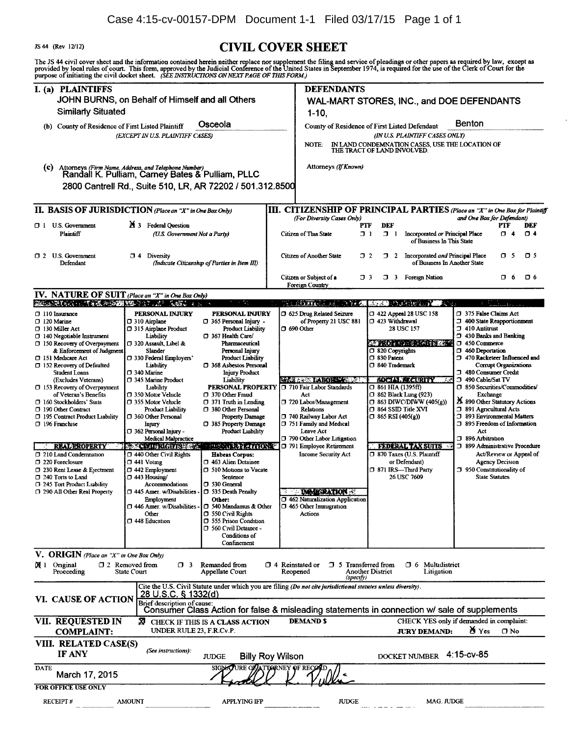JS 44 (Rev 12/12)

# CIVIL COVER SHEET

The JS 44 civil cover sheet and the information contained herein neither replace nor supplement the filing and service of pleadings or other papers as required by law, except as provided by local rules of court. This form, approved by the Judicial Conference of the United States in September 1974, is required for the use of the Clerk of Court for the purpose of initiating the civil docket sheet. *(SEE INSTRUCTIONS ON NEXT PAGE OF THIS FORM.)*

## I. (a) PLAINTIFFS

JOHN BURNS, on Behalf of Himself and all Others Similarly Situated

(b) County of Residence of First Listed Plaintiff: Osceola
*(EXCEPT IN U.S. PLAINTIFF CASES)*

(c) Attorneys *(Firm Name, Address, and Telephone Number)*
Randall K. Pulliam, Carney Bates & Pulliam, PLLC
2800 Cantrell Rd., Suite 510, LR, AR 72202 / 501.312.8500

## DEFENDANTS

WAL-MART STORES, INC., and DOE DEFENDANTS 1-10,

County of Residence of First Listed Defendant: Benton
*(IN U.S. PLAINTIFF CASES ONLY)*

NOTE: IN LAND CONDEMNATION CASES, USE THE LOCATION OF THE TRACT OF LAND INVOLVED.

Attorneys *(If Known)*

## II. BASIS OF JURISDICTION *(Place an "X" in One Box Only)*

- ☐ 1 U.S. Government Plaintiff
- ☒ 3 Federal Question (U.S. Government Not a Party)
- ☐ 2 U.S. Government Defendant
- ☐ 4 Diversity (Indicate Citizenship of Parties in Item III)

## III. CITIZENSHIP OF PRINCIPAL PARTIES *(Place an "X" in One Box for Plaintiff and One Box for Defendant)* (For Diversity Cases Only)

| | PTF | DEF | | PTF | DEF |
|---|---|---|---|---|---|
| Citizen of This State | ☐ 1 | ☐ 1 | Incorporated *or* Principal Place of Business In This State | ☐ 4 | ☐ 4 |
| Citizen of Another State | ☐ 2 | ☐ 2 | Incorporated *and* Principal Place of Business In Another State | ☐ 5 | ☐ 5 |
| Citizen or Subject of a Foreign Country | ☐ 3 | ☐ 3 | Foreign Nation | ☐ 6 | ☐ 6 |

## IV. NATURE OF SUIT *(Place an "X" in One Box Only)*

**CONTRACT**
- ☐ 110 Insurance
- ☐ 120 Marine
- ☐ 130 Miller Act
- ☐ 140 Negotiable Instrument
- ☐ 150 Recovery of Overpayment & Enforcement of Judgment
- ☐ 151 Medicare Act
- ☐ 152 Recovery of Defaulted Student Loans (Excludes Veterans)
- ☐ 153 Recovery of Overpayment of Veteran's Benefits
- ☐ 160 Stockholders' Suits
- ☐ 190 Other Contract
- ☐ 195 Contract Product Liability
- ☐ 196 Franchise

**REAL PROPERTY**
- ☐ 210 Land Condemnation
- ☐ 220 Foreclosure
- ☐ 230 Rent Lease & Ejectment
- ☐ 240 Torts to Land
- ☐ 245 Tort Product Liability
- ☐ 290 All Other Real Property

**TORTS — PERSONAL INJURY**
- ☐ 310 Airplane
- ☐ 315 Airplane Product Liability
- ☐ 320 Assault, Libel & Slander
- ☐ 330 Federal Employers' Liability
- ☐ 340 Marine
- ☐ 345 Marine Product Liability
- ☐ 350 Motor Vehicle
- ☐ 355 Motor Vehicle Product Liability
- ☐ 360 Other Personal Injury
- ☐ 362 Personal Injury - Medical Malpractice

**PERSONAL INJURY**
- ☐ 365 Personal Injury - Product Liability
- ☐ 367 Health Care/ Pharmaceutical Personal Injury Product Liability
- ☐ 368 Asbestos Personal Injury Product Liability

**PERSONAL PROPERTY**
- ☐ 370 Other Fraud
- ☐ 371 Truth in Lending
- ☐ 380 Other Personal Property Damage
- ☐ 385 Property Damage Product Liability

**CIVIL RIGHTS**
- ☐ 440 Other Civil Rights
- ☐ 441 Voting
- ☐ 442 Employment
- ☐ 443 Housing/ Accommodations
- ☐ 445 Amer. w/Disabilities - Employment
- ☐ 446 Amer. w/Disabilities - Other
- ☐ 448 Education

**PRISONER PETITIONS**
Habeas Corpus:
- ☐ 463 Alien Detainee
- ☐ 510 Motions to Vacate Sentence
- ☐ 530 General
- ☐ 535 Death Penalty

Other:
- ☐ 540 Mandamus & Other
- ☐ 550 Civil Rights
- ☐ 555 Prison Condition
- ☐ 560 Civil Detainee - Conditions of Confinement

**FORFEITURE/PENALTY**
- ☐ 625 Drug Related Seizure of Property 21 USC 881
- ☐ 690 Other

**LABOR**
- ☐ 710 Fair Labor Standards Act
- ☐ 720 Labor/Management Relations
- ☐ 740 Railway Labor Act
- ☐ 751 Family and Medical Leave Act
- ☐ 790 Other Labor Litigation
- ☐ 791 Employee Retirement Income Security Act

**IMMIGRATION**
- ☐ 462 Naturalization Application
- ☐ 465 Other Immigration Actions

**BANKRUPTCY**
- ☐ 422 Appeal 28 USC 158
- ☐ 423 Withdrawal 28 USC 157

**PROPERTY RIGHTS**
- ☐ 820 Copyrights
- ☐ 830 Patent
- ☐ 840 Trademark

**SOCIAL SECURITY**
- ☐ 861 HIA (1395ff)
- ☐ 862 Black Lung (923)
- ☐ 863 DIWC/DIWW (405(g))
- ☐ 864 SSID Title XVI
- ☐ 865 RSI (405(g))

**FEDERAL TAX SUITS**
- ☐ 870 Taxes (U.S. Plaintiff or Defendant)
- ☐ 871 IRS—Third Party 26 USC 7609

**OTHER STATUTES**
- ☐ 375 False Claims Act
- ☐ 400 State Reapportionment
- ☐ 410 Antitrust
- ☐ 430 Banks and Banking
- ☐ 450 Commerce
- ☐ 460 Deportation
- ☐ 470 Racketeer Influenced and Corrupt Organizations
- ☐ 480 Consumer Credit
- ☐ 490 Cable/Sat TV
- ☐ 850 Securities/Commodities/ Exchange
- ☒ 890 Other Statutory Actions
- ☐ 891 Agricultural Acts
- ☐ 893 Environmental Matters
- ☐ 895 Freedom of Information Act
- ☐ 896 Arbitration
- ☐ 899 Administrative Procedure Act/Review or Appeal of Agency Decision
- ☐ 950 Constitutionality of State Statutes

## V. ORIGIN *(Place an "X" in One Box Only)*

- ☒ 1 Original Proceeding
- ☐ 2 Removed from State Court
- ☐ 3 Remanded from Appellate Court
- ☐ 4 Reinstated or Reopened
- ☐ 5 Transferred from Another District (specify)
- ☐ 6 Multidistrict Litigation

## VI. CAUSE OF ACTION

Cite the U.S. Civil Statute under which you are filing *(Do not cite jurisdictional statutes unless diversity)*:
28 U.S.C. § 1332(d)

Brief description of cause:
Consumer Class Action for false & misleading statements in connection w/ sale of supplements

## VII. REQUESTED IN COMPLAINT:

☒ CHECK IF THIS IS A CLASS ACTION UNDER RULE 23, F.R.Cv.P.

DEMAND $

CHECK YES only if demanded in complaint:
JURY DEMAND: ☒ Yes ☐ No

## VIII. RELATED CASE(S) IF ANY

*(See instructions):*
JUDGE Billy Roy Wilson
DOCKET NUMBER 4:15-cv-85

DATE: March 17, 2015

SIGNATURE OF ATTORNEY OF RECORD: [signature]

**FOR OFFICE USE ONLY**

RECEIPT # ______ AMOUNT ______ APPLYING IFP ______ JUDGE ______ MAG. JUDGE ______